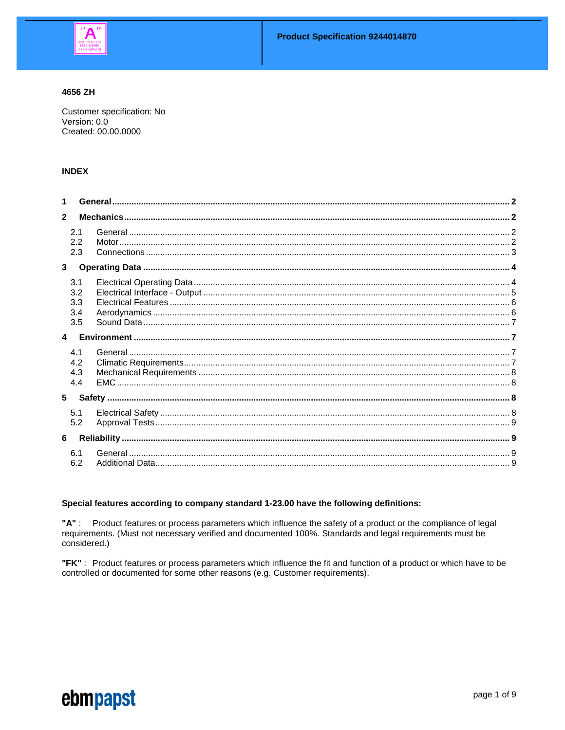**Product Specification 9244014870**

**4656 ZH**

Customer specification: No
Version: 0.0
Created: 00.00.0000

**INDEX**

**1 General** ... 2

**2 Mechanics** ... 2

- 2.1 General ... 2
- 2.2 Motor ... 2
- 2.3 Connections ... 3

**3 Operating Data** ... 4

- 3.1 Electrical Operating Data ... 4
- 3.2 Electrical Interface - Output ... 5
- 3.3 Electrical Features ... 6
- 3.4 Aerodynamics ... 6
- 3.5 Sound Data ... 7

**4 Environment** ... 7

- 4.1 General ... 7
- 4.2 Climatic Requirements ... 7
- 4.3 Mechanical Requirements ... 8
- 4.4 EMC ... 8

**5 Safety** ... 8

- 5.1 Electrical Safety ... 8
- 5.2 Approval Tests ... 9

**6 Reliability** ... 9

- 6.1 General ... 9
- 6.2 Additional Data ... 9

**Special features according to company standard 1-23.00 have the following definitions:**

**"A"** : Product features or process parameters which influence the safety of a product or the compliance of legal requirements. (Must not necessary verified and documented 100%. Standards and legal requirements must be considered.)

**"FK"** : Product features or process parameters which influence the fit and function of a product or which have to be controlled or documented for some other reasons (e.g. Customer requirements).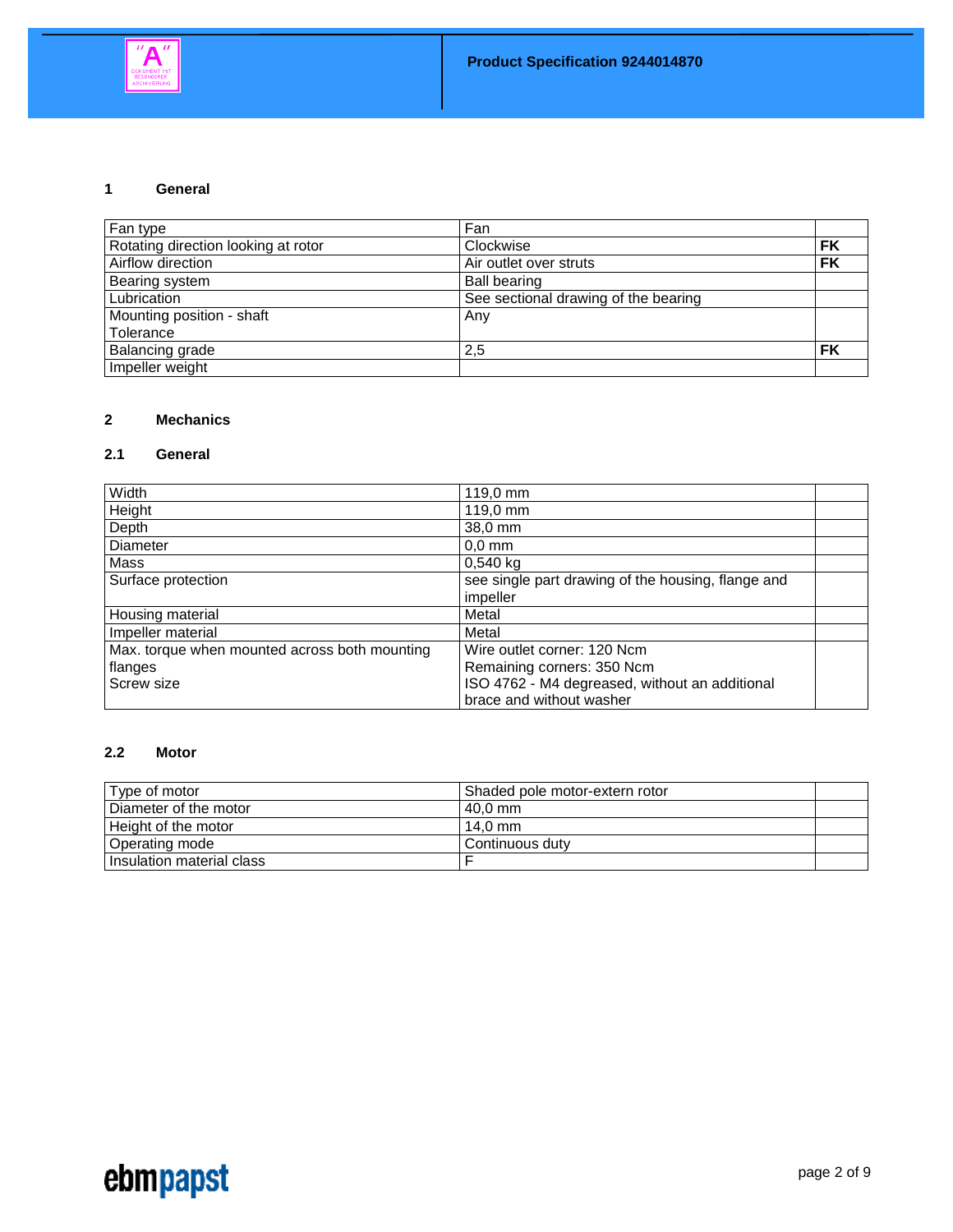## 1 General

| | | |
|---|---|---|
| Fan type | Fan | |
| Rotating direction looking at rotor | Clockwise | **FK** |
| Airflow direction | Air outlet over struts | **FK** |
| Bearing system | Ball bearing | |
| Lubrication | See sectional drawing of the bearing | |
| Mounting position - shaft<br>Tolerance | Any | |
| Balancing grade | 2,5 | **FK** |
| Impeller weight | | |

## 2 Mechanics

### 2.1 General

| | | |
|---|---|---|
| Width | 119,0 mm | |
| Height | 119,0 mm | |
| Depth | 38,0 mm | |
| Diameter | 0,0 mm | |
| Mass | 0,540 kg | |
| Surface protection | see single part drawing of the housing, flange and impeller | |
| Housing material | Metal | |
| Impeller material | Metal | |
| Max. torque when mounted across both mounting flanges<br>Screw size | Wire outlet corner: 120 Ncm<br>Remaining corners: 350 Ncm<br>ISO 4762 - M4 degreased, without an additional brace and without washer | |

### 2.2 Motor

| | | |
|---|---|---|
| Type of motor | Shaded pole motor-extern rotor | |
| Diameter of the motor | 40,0 mm | |
| Height of the motor | 14,0 mm | |
| Operating mode | Continuous duty | |
| Insulation material class | F | |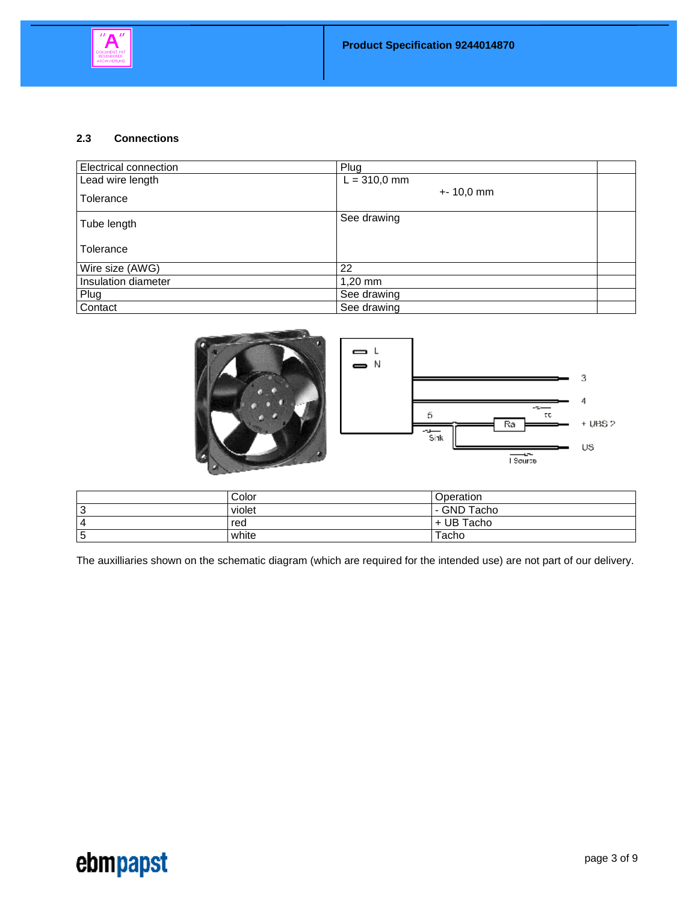### 2.3 Connections

| | | |
|---|---|---|
| Electrical connection | Plug | |
| Lead wire length<br><br>Tolerance | L = 310,0 mm<br>+- 10,0 mm | |
| Tube length<br><br>Tolerance | See drawing | |
| Wire size (AWG) | 22 | |
| Insulation diameter | 1,20 mm | |
| Plug | See drawing | |
| Contact | See drawing | |

L
N
3
4
5
Ra
+ UBS 2
US
Sink
I Source

| | Color | Operation |
|---|---|---|
| 3 | violet | - GND Tacho |
| 4 | red | + UB Tacho |
| 5 | white | Tacho |

The auxilliaries shown on the schematic diagram (which are required for the intended use) are not part of our delivery.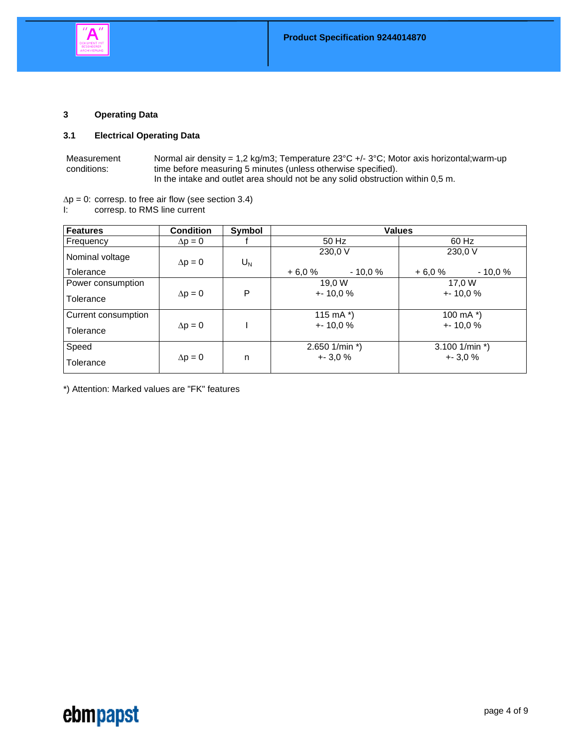## 3 Operating Data

### 3.1 Electrical Operating Data

| | |
|---|---|
| Measurement conditions: | Normal air density = 1,2 kg/m3; Temperature 23°C +/- 3°C; Motor axis horizontal;warm-up time before measuring 5 minutes (unless otherwise specified). In the intake and outlet area should not be any solid obstruction within 0,5 m. |

$\Delta p = 0$: corresp. to free air flow (see section 3.4)
I: corresp. to RMS line current

| Features | Condition | Symbol | Values | |
|---|---|---|---|---|
| Frequency | $\Delta p = 0$ | f | 50 Hz | 60 Hz |
| Nominal voltage<br>Tolerance | $\Delta p = 0$ | $U_N$ | 230,0 V<br>+ 6,0 % - 10,0 % | 230,0 V<br>+ 6,0 % - 10,0 % |
| Power consumption<br>Tolerance | $\Delta p = 0$ | P | 19,0 W<br>+- 10,0 % | 17,0 W<br>+- 10,0 % |
| Current consumption<br>Tolerance | $\Delta p = 0$ | I | 115 mA *)<br>+- 10,0 % | 100 mA *)<br>+- 10,0 % |
| Speed<br>Tolerance | $\Delta p = 0$ | n | 2.650 1/min *)<br>+- 3,0 % | 3.100 1/min *)<br>+- 3,0 % |

*) Attention: Marked values are "FK" features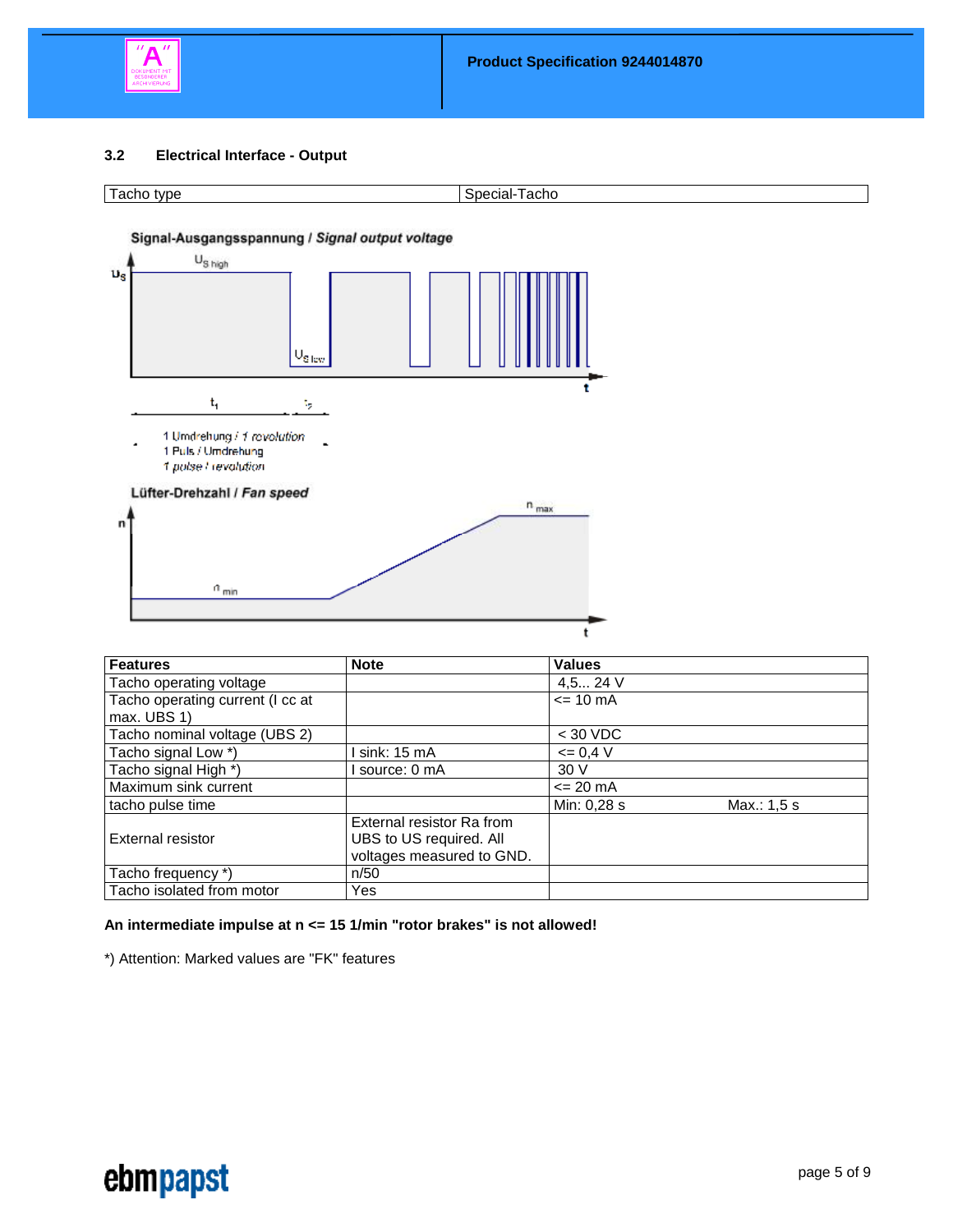## 3.2 Electrical Interface - Output

| | |
|---|---|
| Tacho type | Special-Tacho |

Signal-Ausgangsspannung / *Signal output voltage*

$U_S$

$U_{S\ high}$

$U_{S\ low}$

t

$t_1$

$t_2$

1 Umdrehung / *1 revolution*

1 Puls / Umdrehung

*1 pulse / revolution*

Lüfter-Drehzahl / *Fan speed*

n

$n_{max}$

$n_{min}$

t

| Features | Note | Values | |
|---|---|---|---|
| Tacho operating voltage | | 4,5... 24 V | |
| Tacho operating current (I cc at max. UBS 1) | | <= 10 mA | |
| Tacho nominal voltage (UBS 2) | | < 30 VDC | |
| Tacho signal Low *) | I sink: 15 mA | <= 0,4 V | |
| Tacho signal High *) | I source: 0 mA | 30 V | |
| Maximum sink current | | <= 20 mA | |
| tacho pulse time | | Min: 0,28 s | Max.: 1,5 s |
| External resistor | External resistor Ra from UBS to US required. All voltages measured to GND. | | |
| Tacho frequency *) | n/50 | | |
| Tacho isolated from motor | Yes | | |

**An intermediate impulse at n <= 15 1/min "rotor brakes" is not allowed!**

*) Attention: Marked values are "FK" features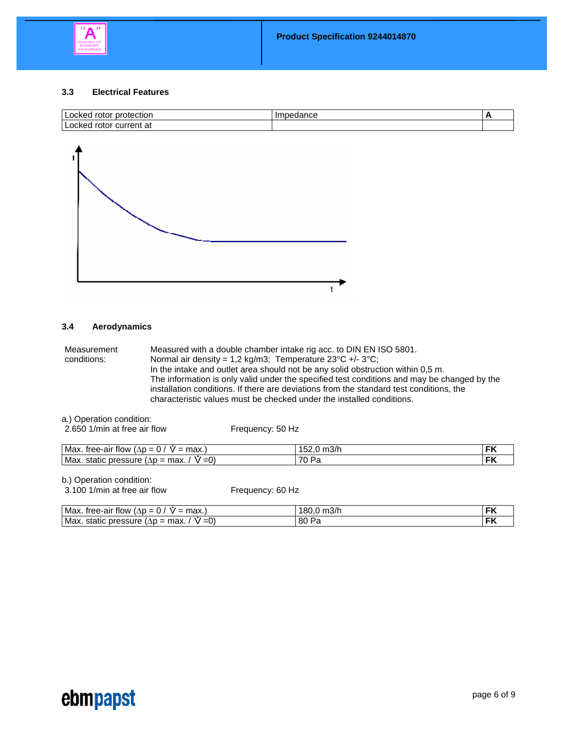### 3.3 Electrical Features

| | | |
|---|---|---|
| Locked rotor protection | Impedance | **A** |
| Locked rotor current at | | |

I

t

### 3.4 Aerodynamics

Measurement conditions: Measured with a double chamber intake rig acc. to DIN EN ISO 5801.
Normal air density = 1,2 kg/m3; Temperature 23°C +/- 3°C;
In the intake and outlet area should not be any solid obstruction within 0,5 m.
The information is only valid under the specified test conditions and may be changed by the installation conditions. If there are deviations from the standard test conditions, the characteristic values must be checked under the installed conditions.

a.) Operation condition:
2.650 1/min at free air flow Frequency: 50 Hz

| | | |
|---|---|---|
| Max. free-air flow ($\Delta p = 0$ / $\dot{V} = max.$) | 152,0 m3/h | **FK** |
| Max. static pressure ($\Delta p = max.$ / $\dot{V} = 0$) | 70 Pa | **FK** |

b.) Operation condition:
3.100 1/min at free air flow Frequency: 60 Hz

| | | |
|---|---|---|
| Max. free-air flow ($\Delta p = 0$ / $\dot{V} = max.$) | 180,0 m3/h | **FK** |
| Max. static pressure ($\Delta p = max.$ / $\dot{V} = 0$) | 80 Pa | **FK** |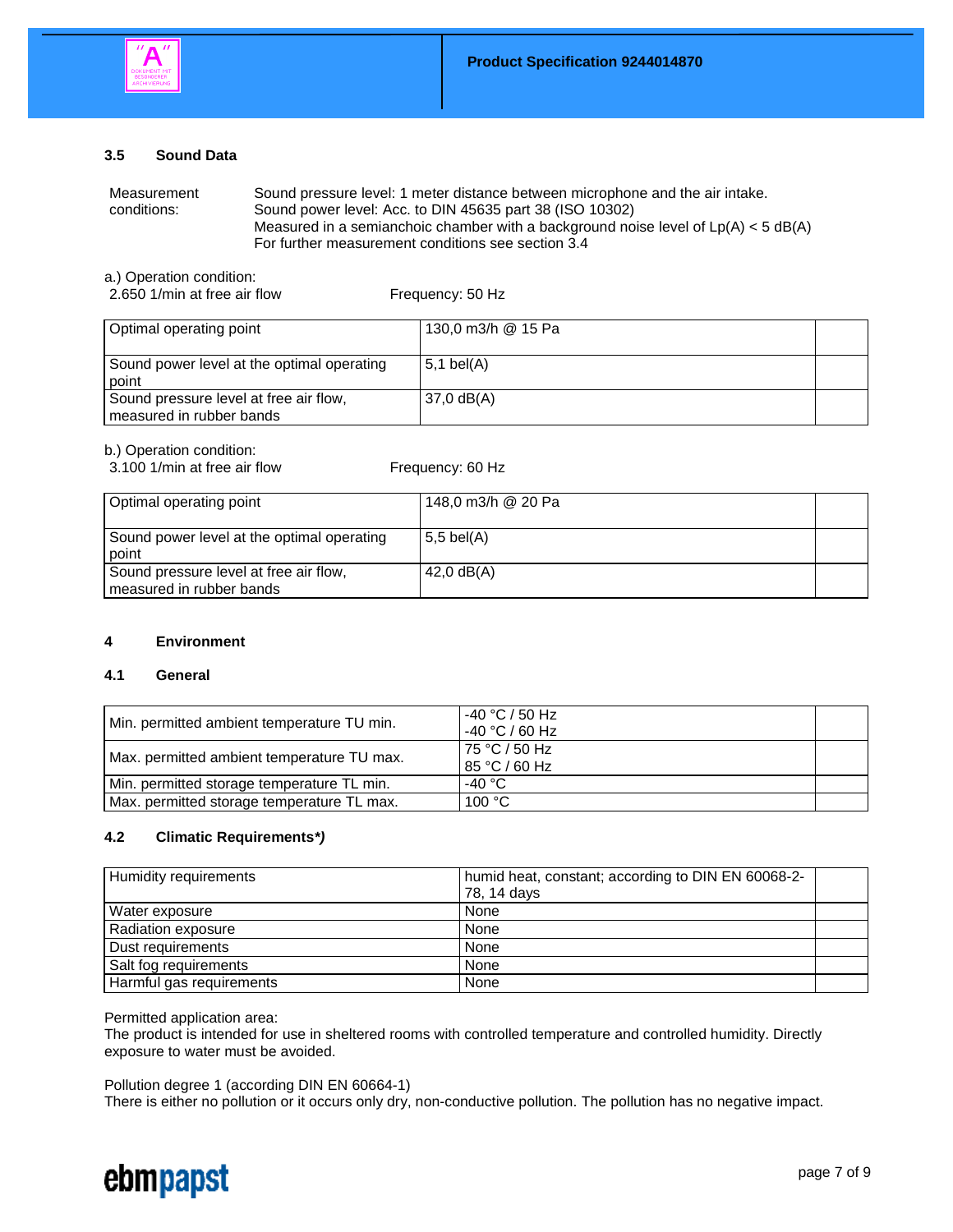### 3.5 Sound Data

| | |
|---|---|
| Measurement conditions: | Sound pressure level: 1 meter distance between microphone and the air intake.<br>Sound power level: Acc. to DIN 45635 part 38 (ISO 10302)<br>Measured in a semianchoic chamber with a background noise level of Lp(A) < 5 dB(A)<br>For further measurement conditions see section 3.4 |

a.) Operation condition:
2.650 1/min at free air flow Frequency: 50 Hz

| | | |
|---|---|---|
| Optimal operating point | 130,0 m3/h @ 15 Pa | |
| Sound power level at the optimal operating point | 5,1 bel(A) | |
| Sound pressure level at free air flow, measured in rubber bands | 37,0 dB(A) | |

b.) Operation condition:
3.100 1/min at free air flow Frequency: 60 Hz

| | | |
|---|---|---|
| Optimal operating point | 148,0 m3/h @ 20 Pa | |
| Sound power level at the optimal operating point | 5,5 bel(A) | |
| Sound pressure level at free air flow, measured in rubber bands | 42,0 dB(A) | |

## 4 Environment

### 4.1 General

| | | |
|---|---|---|
| Min. permitted ambient temperature TU min. | -40 °C / 50 Hz<br>-40 °C / 60 Hz | |
| Max. permitted ambient temperature TU max. | 75 °C / 50 Hz<br>85 °C / 60 Hz | |
| Min. permitted storage temperature TL min. | -40 °C | |
| Max. permitted storage temperature TL max. | 100 °C | |

### 4.2 Climatic Requirements*)

| | | |
|---|---|---|
| Humidity requirements | humid heat, constant; according to DIN EN 60068-2-78, 14 days | |
| Water exposure | None | |
| Radiation exposure | None | |
| Dust requirements | None | |
| Salt fog requirements | None | |
| Harmful gas requirements | None | |

Permitted application area:
The product is intended for use in sheltered rooms with controlled temperature and controlled humidity. Directly exposure to water must be avoided.

Pollution degree 1 (according DIN EN 60664-1)
There is either no pollution or it occurs only dry, non-conductive pollution. The pollution has no negative impact.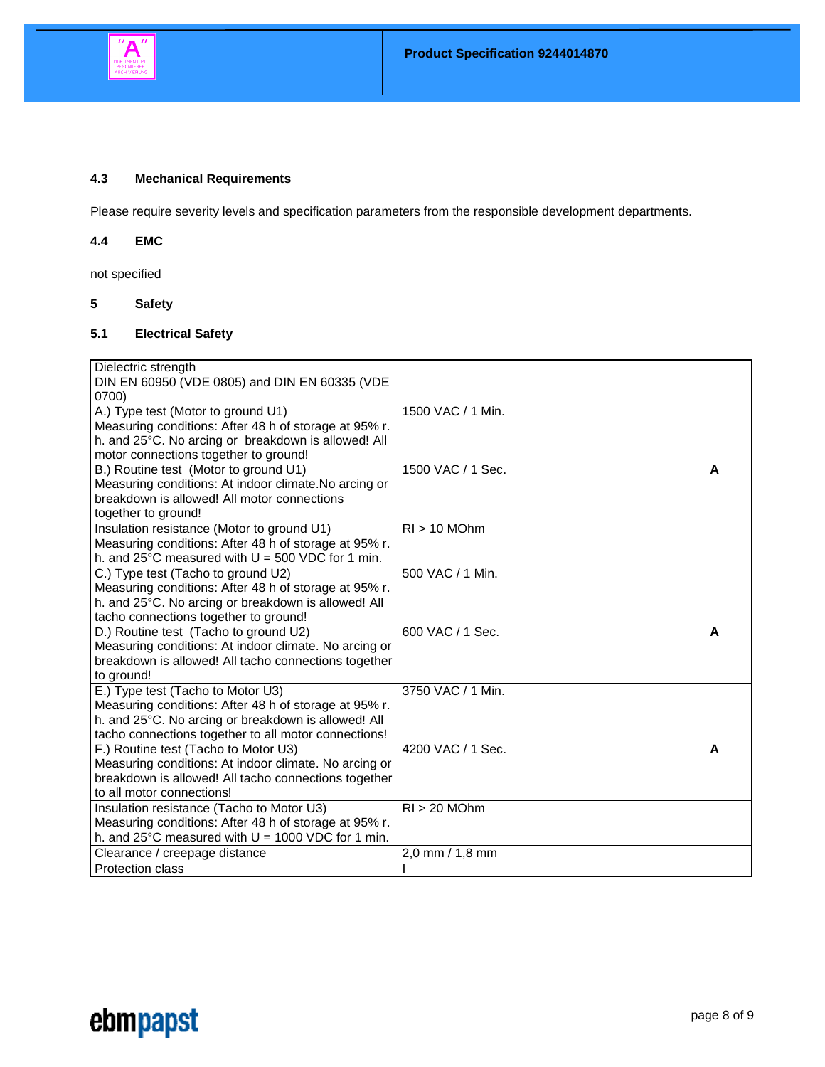### 4.3 Mechanical Requirements

Please require severity levels and specification parameters from the responsible development departments.

### 4.4 EMC

not specified

## 5 Safety

### 5.1 Electrical Safety

| | | |
|---|---|---|
| Dielectric strength<br>DIN EN 60950 (VDE 0805) and DIN EN 60335 (VDE 0700)<br>A.) Type test (Motor to ground U1)<br>Measuring conditions: After 48 h of storage at 95% r. h. and 25°C. No arcing or breakdown is allowed! All motor connections together to ground!<br>B.) Routine test (Motor to ground U1)<br>Measuring conditions: At indoor climate.No arcing or breakdown is allowed! All motor connections together to ground! | 1500 VAC / 1 Min.<br><br>1500 VAC / 1 Sec. | A |
| Insulation resistance (Motor to ground U1)<br>Measuring conditions: After 48 h of storage at 95% r. h. and 25°C measured with U = 500 VDC for 1 min. | RI > 10 MOhm | |
| C.) Type test (Tacho to ground U2)<br>Measuring conditions: After 48 h of storage at 95% r. h. and 25°C. No arcing or breakdown is allowed! All tacho connections together to ground!<br>D.) Routine test (Tacho to ground U2)<br>Measuring conditions: At indoor climate. No arcing or breakdown is allowed! All tacho connections together to ground! | 500 VAC / 1 Min.<br><br>600 VAC / 1 Sec. | A |
| E.) Type test (Tacho to Motor U3)<br>Measuring conditions: After 48 h of storage at 95% r. h. and 25°C. No arcing or breakdown is allowed! All tacho connections together to all motor connections!<br>F.) Routine test (Tacho to Motor U3)<br>Measuring conditions: At indoor climate. No arcing or breakdown is allowed! All tacho connections together to all motor connections! | 3750 VAC / 1 Min.<br><br>4200 VAC / 1 Sec. | A |
| Insulation resistance (Tacho to Motor U3)<br>Measuring conditions: After 48 h of storage at 95% r. h. and 25°C measured with U = 1000 VDC for 1 min. | RI > 20 MOhm | |
| Clearance / creepage distance | 2,0 mm / 1,8 mm | |
| Protection class | I | |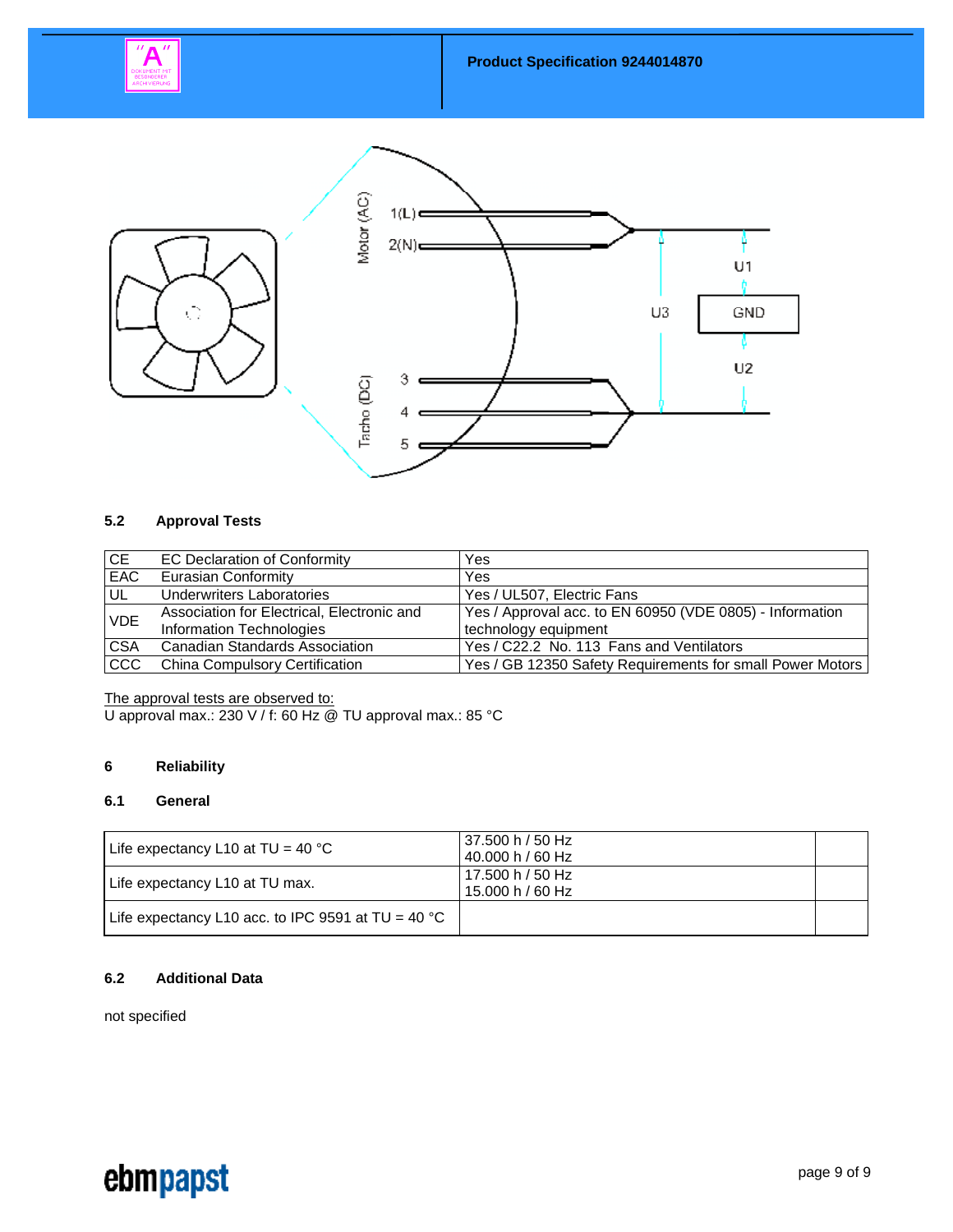Motor (AC)

1(L)

2(N)

Tacho (DC)

3

4

5

U1

U3

GND

U2

### 5.2 Approval Tests

| | | |
|---|---|---|
| CE | EC Declaration of Conformity | Yes |
| EAC | Eurasian Conformity | Yes |
| UL | Underwriters Laboratories | Yes / UL507, Electric Fans |
| VDE | Association for Electrical, Electronic and Information Technologies | Yes / Approval acc. to EN 60950 (VDE 0805) - Information technology equipment |
| CSA | Canadian Standards Association | Yes / C22.2 No. 113 Fans and Ventilators |
| CCC | China Compulsory Certification | Yes / GB 12350 Safety Requirements for small Power Motors |

The approval tests are observed to:
U approval max.: 230 V / f: 60 Hz @ TU approval max.: 85 °C

## 6 Reliability

### 6.1 General

| | | |
|---|---|---|
| Life expectancy L10 at TU = 40 °C | 37.500 h / 50 Hz<br>40.000 h / 60 Hz | |
| Life expectancy L10 at TU max. | 17.500 h / 50 Hz<br>15.000 h / 60 Hz | |
| Life expectancy L10 acc. to IPC 9591 at TU = 40 °C | | |

### 6.2 Additional Data

not specified